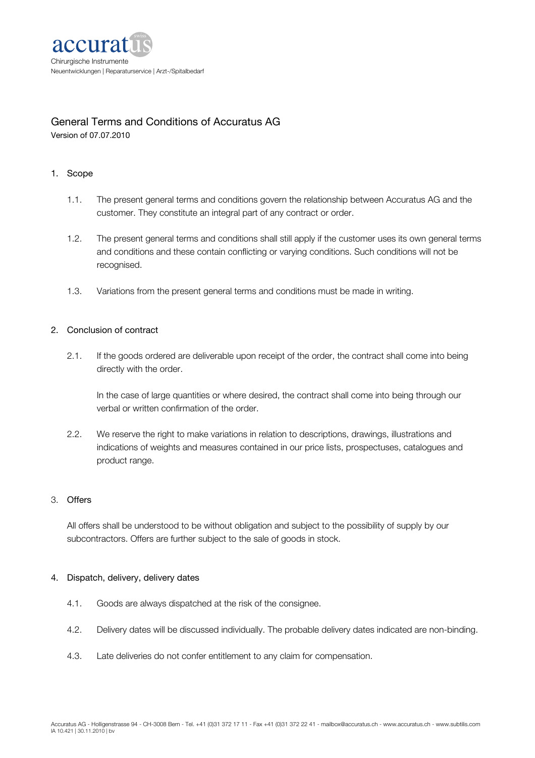accuratus

Chirurgische Instrumente
Neuentwicklungen | Reparaturservice | Arzt-/Spitalbedarf

# General Terms and Conditions of Accuratus AG

Version of 07.07.2010

## 1. Scope

1.1. The present general terms and conditions govern the relationship between Accuratus AG and the customer. They constitute an integral part of any contract or order.

1.2. The present general terms and conditions shall still apply if the customer uses its own general terms and conditions and these contain conflicting or varying conditions. Such conditions will not be recognised.

1.3. Variations from the present general terms and conditions must be made in writing.

## 2. Conclusion of contract

2.1. If the goods ordered are deliverable upon receipt of the order, the contract shall come into being directly with the order.

In the case of large quantities or where desired, the contract shall come into being through our verbal or written confirmation of the order.

2.2. We reserve the right to make variations in relation to descriptions, drawings, illustrations and indications of weights and measures contained in our price lists, prospectuses, catalogues and product range.

## 3. Offers

All offers shall be understood to be without obligation and subject to the possibility of supply by our subcontractors. Offers are further subject to the sale of goods in stock.

## 4. Dispatch, delivery, delivery dates

4.1. Goods are always dispatched at the risk of the consignee.

4.2. Delivery dates will be discussed individually. The probable delivery dates indicated are non-binding.

4.3. Late deliveries do not confer entitlement to any claim for compensation.

Accuratus AG - Holligenstrasse 94 - CH-3008 Bern - Tel. +41 (0)31 372 17 11 - Fax +41 (0)31 372 22 41 - mailbox@accuratus.ch - www.accuratus.ch - www.subtilis.com
IA 10.421 | 30.11.2010 | bv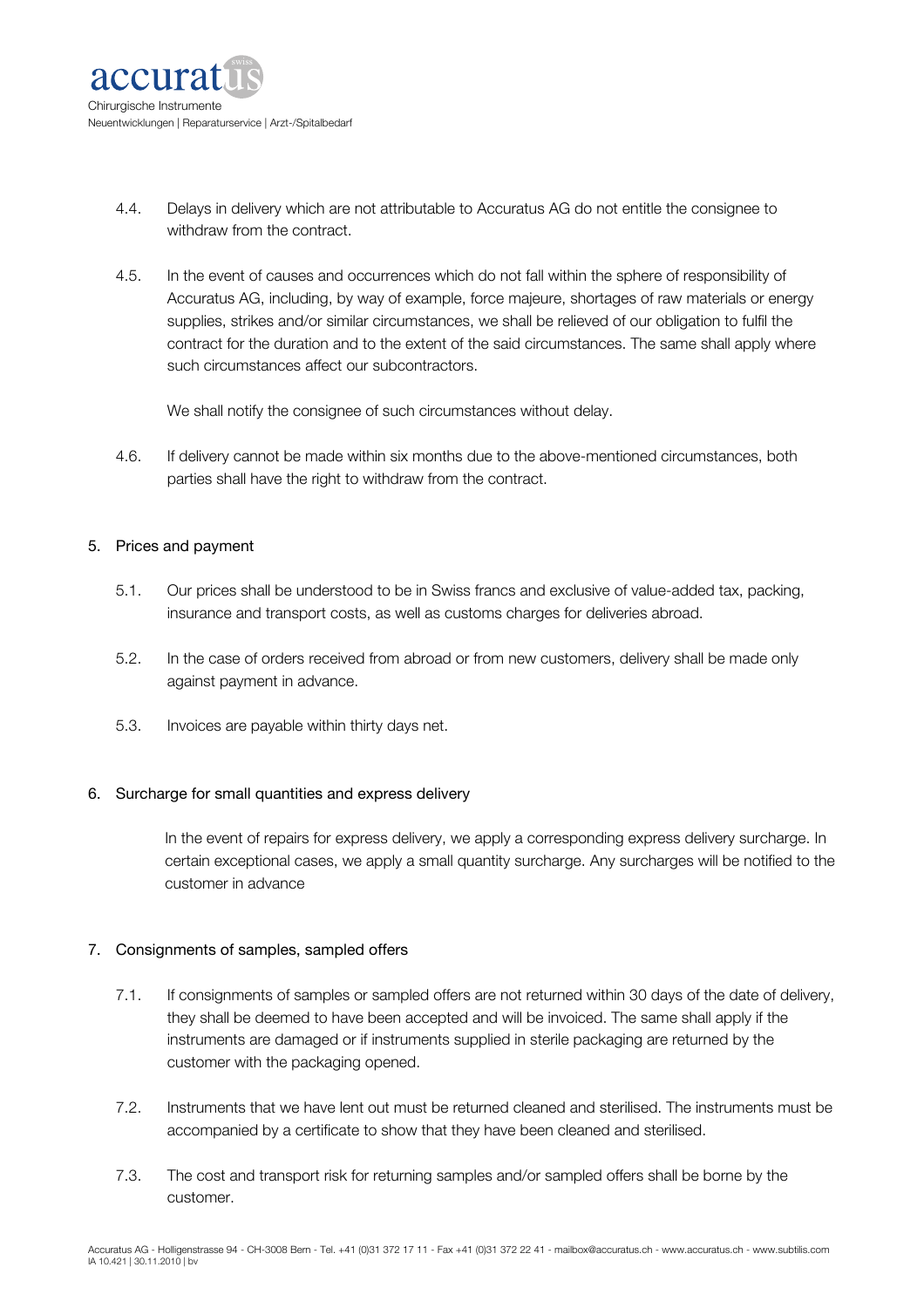4.4. Delays in delivery which are not attributable to Accuratus AG do not entitle the consignee to withdraw from the contract.

4.5. In the event of causes and occurrences which do not fall within the sphere of responsibility of Accuratus AG, including, by way of example, force majeure, shortages of raw materials or energy supplies, strikes and/or similar circumstances, we shall be relieved of our obligation to fulfil the contract for the duration and to the extent of the said circumstances. The same shall apply where such circumstances affect our subcontractors.

We shall notify the consignee of such circumstances without delay.

4.6. If delivery cannot be made within six months due to the above-mentioned circumstances, both parties shall have the right to withdraw from the contract.

## 5. Prices and payment

5.1. Our prices shall be understood to be in Swiss francs and exclusive of value-added tax, packing, insurance and transport costs, as well as customs charges for deliveries abroad.

5.2. In the case of orders received from abroad or from new customers, delivery shall be made only against payment in advance.

5.3. Invoices are payable within thirty days net.

## 6. Surcharge for small quantities and express delivery

In the event of repairs for express delivery, we apply a corresponding express delivery surcharge. In certain exceptional cases, we apply a small quantity surcharge. Any surcharges will be notified to the customer in advance

## 7. Consignments of samples, sampled offers

7.1. If consignments of samples or sampled offers are not returned within 30 days of the date of delivery, they shall be deemed to have been accepted and will be invoiced. The same shall apply if the instruments are damaged or if instruments supplied in sterile packaging are returned by the customer with the packaging opened.

7.2. Instruments that we have lent out must be returned cleaned and sterilised. The instruments must be accompanied by a certificate to show that they have been cleaned and sterilised.

7.3. The cost and transport risk for returning samples and/or sampled offers shall be borne by the customer.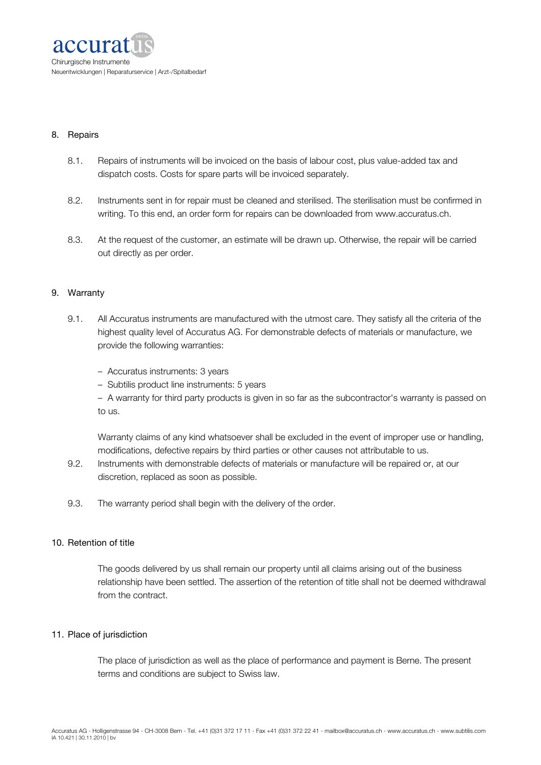## 8. Repairs

8.1. Repairs of instruments will be invoiced on the basis of labour cost, plus value-added tax and dispatch costs. Costs for spare parts will be invoiced separately.

8.2. Instruments sent in for repair must be cleaned and sterilised. The sterilisation must be confirmed in writing. To this end, an order form for repairs can be downloaded from www.accuratus.ch.

8.3. At the request of the customer, an estimate will be drawn up. Otherwise, the repair will be carried out directly as per order.

## 9. Warranty

9.1. All Accuratus instruments are manufactured with the utmost care. They satisfy all the criteria of the highest quality level of Accuratus AG. For demonstrable defects of materials or manufacture, we provide the following warranties:

– Accuratus instruments: 3 years
– Subtilis product line instruments: 5 years
– A warranty for third party products is given in so far as the subcontractor's warranty is passed on to us.

Warranty claims of any kind whatsoever shall be excluded in the event of improper use or handling, modifications, defective repairs by third parties or other causes not attributable to us.

9.2. Instruments with demonstrable defects of materials or manufacture will be repaired or, at our discretion, replaced as soon as possible.

9.3. The warranty period shall begin with the delivery of the order.

## 10. Retention of title

The goods delivered by us shall remain our property until all claims arising out of the business relationship have been settled. The assertion of the retention of title shall not be deemed withdrawal from the contract.

## 11. Place of jurisdiction

The place of jurisdiction as well as the place of performance and payment is Berne. The present terms and conditions are subject to Swiss law.